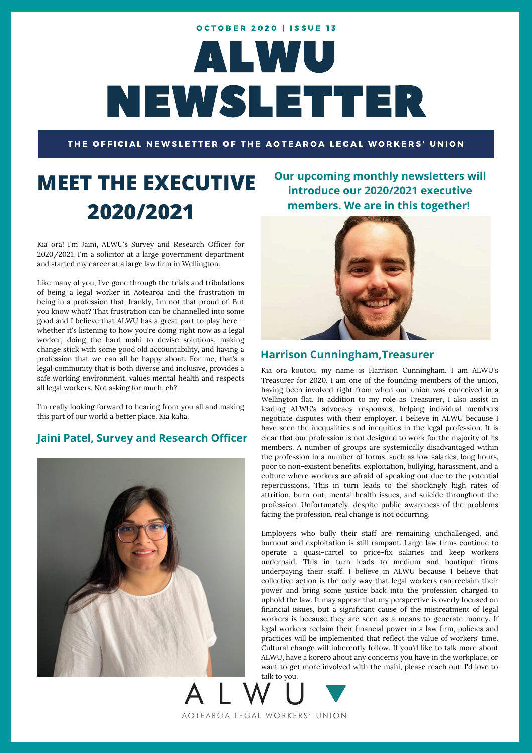OCTOBER 2020 | ISSUE 13

# ALWU NEWSLETTER

**THE OFFICIAL NEWSLETTER OF THE AOTEAROA LEGAL WORKERS' UNION**

## MEET THE EXECUTIVE 2020/2021

**Our upcoming monthly newsletters will introduce our 2020/2021 executive members. We are in this together!**

Kia ora! I'm Jaini, ALWU's Survey and Research Officer for 2020/2021. I'm a solicitor at a large government department and started my career at a large law firm in Wellington.

Like many of you, I've gone through the trials and tribulations of being a legal worker in Aotearoa and the frustration in being in a profession that, frankly, I'm not that proud of. But you know what? That frustration can be channelled into some good and I believe that ALWU has a great part to play here – whether it's listening to how you're doing right now as a legal worker, doing the hard mahi to devise solutions, making change stick with some good old accountability, and having a profession that we can all be happy about. For me, that's a legal community that is both diverse and inclusive, provides a safe working environment, values mental health and respects all legal workers. Not asking for much, eh?

I'm really looking forward to hearing from you all and making this part of our world a better place. Kia kaha.

### Jaini Patel, Survey and Research Officer

### Harrison Cunningham,Treasurer

Kia ora koutou, my name is Harrison Cunningham. I am ALWU's Treasurer for 2020. I am one of the founding members of the union, having been involved right from when our union was conceived in a Wellington flat. In addition to my role as Treasurer, I also assist in leading ALWU's advocacy responses, helping individual members negotiate disputes with their employer. I believe in ALWU because I have seen the inequalities and inequities in the legal profession. It is clear that our profession is not designed to work for the majority of its members. A number of groups are systemically disadvantaged within the profession in a number of forms, such as low salaries, long hours, poor to non-existent benefits, exploitation, bullying, harassment, and a culture where workers are afraid of speaking out due to the potential repercussions. This in turn leads to the shockingly high rates of attrition, burn-out, mental health issues, and suicide throughout the profession. Unfortunately, despite public awareness of the problems facing the profession, real change is not occurring.

Employers who bully their staff are remaining unchallenged, and burnout and exploitation is still rampant. Large law firms continue to operate a quasi-cartel to price-fix salaries and keep workers underpaid. This in turn leads to medium and boutique firms underpaying their staff. I believe in ALWU because I believe that collective action is the only way that legal workers can reclaim their power and bring some justice back into the profession charged to uphold the law. It may appear that my perspective is overly focused on financial issues, but a significant cause of the mistreatment of legal workers is because they are seen as a means to generate money. If legal workers reclaim their financial power in a law firm, policies and practices will be implemented that reflect the value of workers' time. Cultural change will inherently follow. If you'd like to talk more about ALWU, have a kōrero about any concerns you have in the workplace, or want to get more involved with the mahi, please reach out. I'd love to talk to you.

ALWU

AOTEAROA LEGAL WORKERS' UNION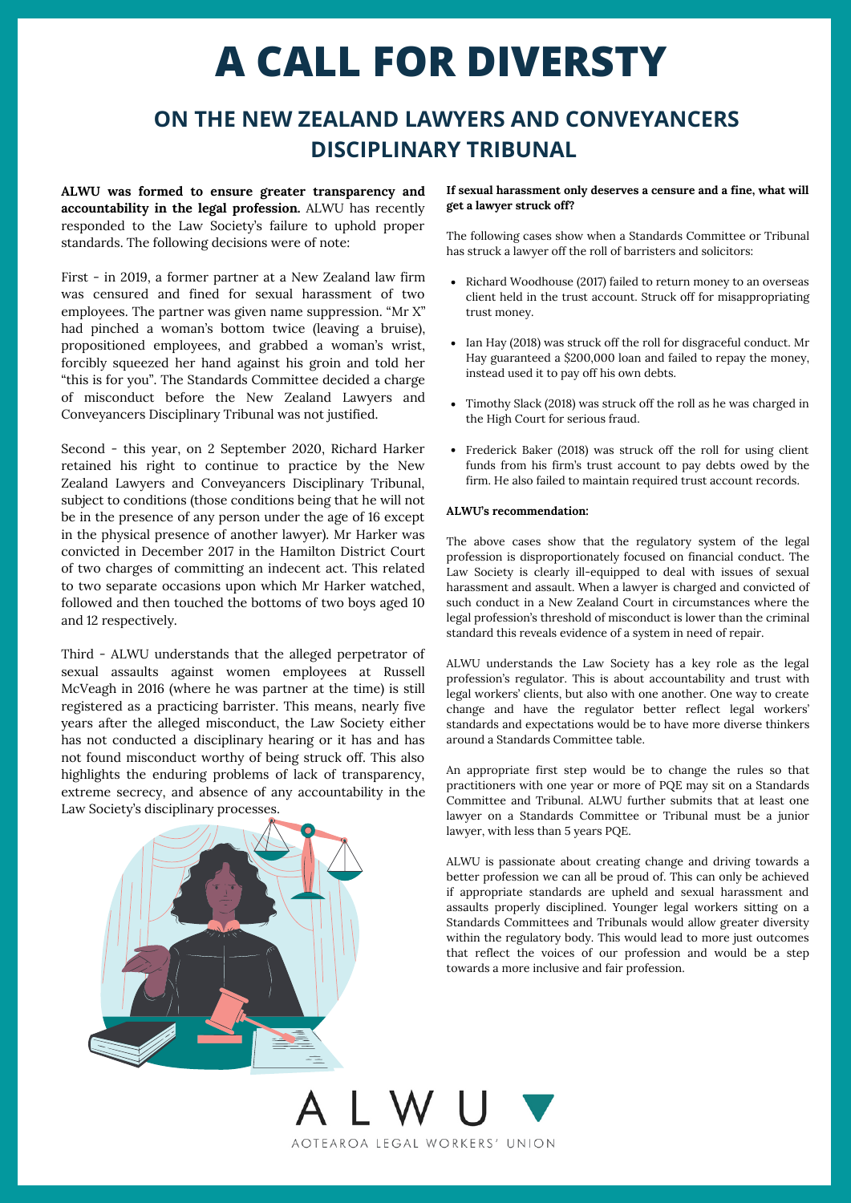# A CALL FOR DIVERSTY

## ON THE NEW ZEALAND LAWYERS AND CONVEYANCERS DISCIPLINARY TRIBUNAL

**ALWU was formed to ensure greater transparency and accountability in the legal profession.** ALWU has recently responded to the Law Society's failure to uphold proper standards. The following decisions were of note:

First - in 2019, a former partner at a New Zealand law firm was censured and fined for sexual harassment of two employees. The partner was given name suppression. "Mr X" had pinched a woman's bottom twice (leaving a bruise), propositioned employees, and grabbed a woman's wrist, forcibly squeezed her hand against his groin and told her "this is for you". The Standards Committee decided a charge of misconduct before the New Zealand Lawyers and Conveyancers Disciplinary Tribunal was not justified.

Second - this year, on 2 September 2020, Richard Harker retained his right to continue to practice by the New Zealand Lawyers and Conveyancers Disciplinary Tribunal, subject to conditions (those conditions being that he will not be in the presence of any person under the age of 16 except in the physical presence of another lawyer). Mr Harker was convicted in December 2017 in the Hamilton District Court of two charges of committing an indecent act. This related to two separate occasions upon which Mr Harker watched, followed and then touched the bottoms of two boys aged 10 and 12 respectively.

Third - ALWU understands that the alleged perpetrator of sexual assaults against women employees at Russell McVeagh in 2016 (where he was partner at the time) is still registered as a practicing barrister. This means, nearly five years after the alleged misconduct, the Law Society either has not conducted a disciplinary hearing or it has and has not found misconduct worthy of being struck off. This also highlights the enduring problems of lack of transparency, extreme secrecy, and absence of any accountability in the Law Society's disciplinary processes.

**If sexual harassment only deserves a censure and a fine, what will get a lawyer struck off?**

The following cases show when a Standards Committee or Tribunal has struck a lawyer off the roll of barristers and solicitors:

- Richard Woodhouse (2017) failed to return money to an overseas client held in the trust account. Struck off for misappropriating trust money.
- Ian Hay (2018) was struck off the roll for disgraceful conduct. Mr Hay guaranteed a $200,000 loan and failed to repay the money, instead used it to pay off his own debts.
- Timothy Slack (2018) was struck off the roll as he was charged in the High Court for serious fraud.
- Frederick Baker (2018) was struck off the roll for using client funds from his firm's trust account to pay debts owed by the firm. He also failed to maintain required trust account records.

**ALWU's recommendation:**

The above cases show that the regulatory system of the legal profession is disproportionately focused on financial conduct. The Law Society is clearly ill-equipped to deal with issues of sexual harassment and assault. When a lawyer is charged and convicted of such conduct in a New Zealand Court in circumstances where the legal profession's threshold of misconduct is lower than the criminal standard this reveals evidence of a system in need of repair.

ALWU understands the Law Society has a key role as the legal profession's regulator. This is about accountability and trust with legal workers' clients, but also with one another. One way to create change and have the regulator better reflect legal workers' standards and expectations would be to have more diverse thinkers around a Standards Committee table.

An appropriate first step would be to change the rules so that practitioners with one year or more of PQE may sit on a Standards Committee and Tribunal. ALWU further submits that at least one lawyer on a Standards Committee or Tribunal must be a junior lawyer, with less than 5 years PQE.

ALWU is passionate about creating change and driving towards a better profession we can all be proud of. This can only be achieved if appropriate standards are upheld and sexual harassment and assaults properly disciplined. Younger legal workers sitting on a Standards Committees and Tribunals would allow greater diversity within the regulatory body. This would lead to more just outcomes that reflect the voices of our profession and would be a step towards a more inclusive and fair profession.

ALWU

AOTEAROA LEGAL WORKERS' UNION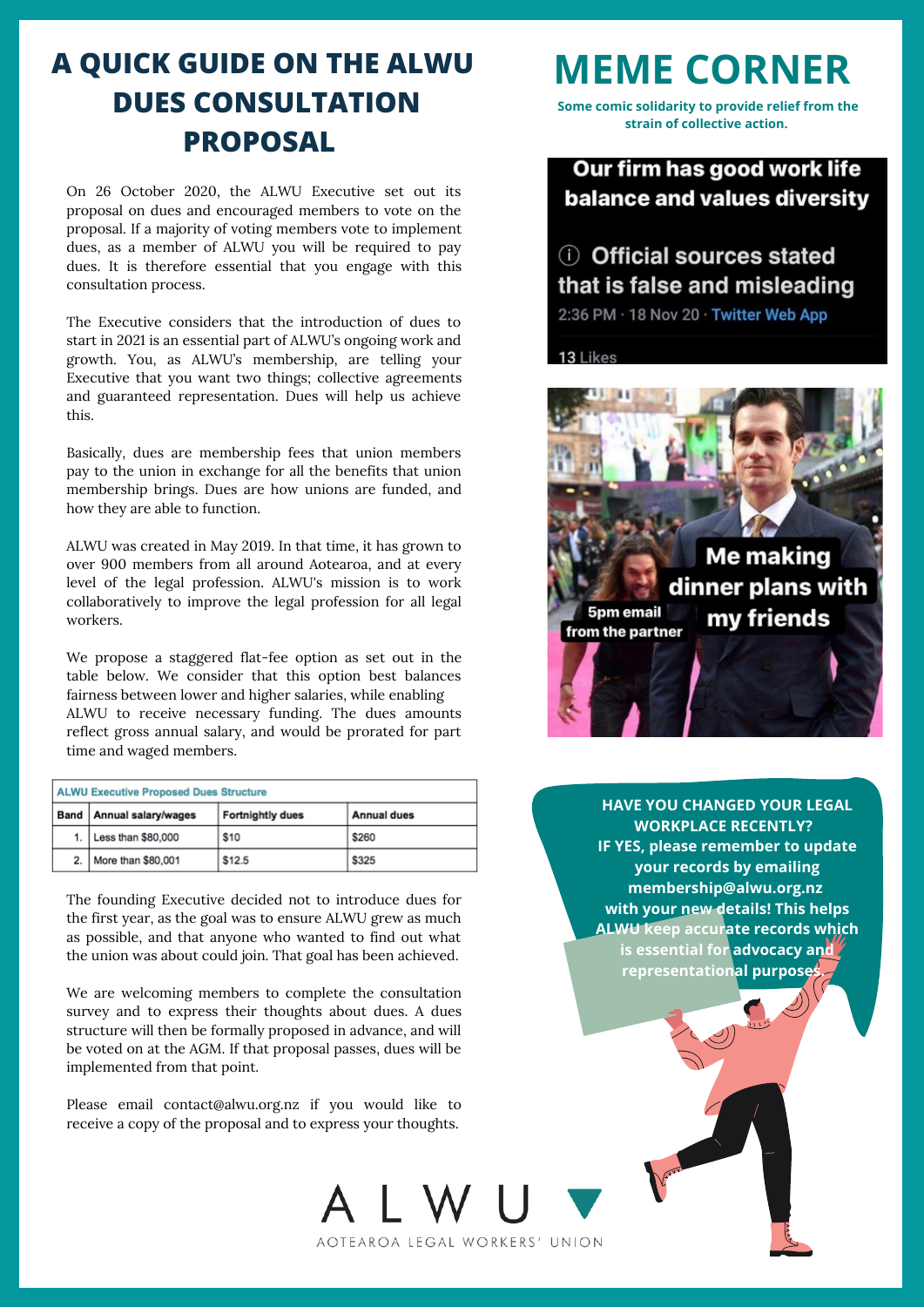# A QUICK GUIDE ON THE ALWU DUES CONSULTATION PROPOSAL

On 26 October 2020, the ALWU Executive set out its proposal on dues and encouraged members to vote on the proposal. If a majority of voting members vote to implement dues, as a member of ALWU you will be required to pay dues. It is therefore essential that you engage with this consultation process.

The Executive considers that the introduction of dues to start in 2021 is an essential part of ALWU's ongoing work and growth. You, as ALWU's membership, are telling your Executive that you want two things; collective agreements and guaranteed representation. Dues will help us achieve this.

Basically, dues are membership fees that union members pay to the union in exchange for all the benefits that union membership brings. Dues are how unions are funded, and how they are able to function.

ALWU was created in May 2019. In that time, it has grown to over 900 members from all around Aotearoa, and at every level of the legal profession. ALWU's mission is to work collaboratively to improve the legal profession for all legal workers.

We propose a staggered flat-fee option as set out in the table below. We consider that this option best balances fairness between lower and higher salaries, while enabling ALWU to receive necessary funding. The dues amounts reflect gross annual salary, and would be prorated for part time and waged members.

**ALWU Executive Proposed Dues Structure**

| Band | Annual salary/wages | Fortnightly dues | Annual dues |
|---|---|---|---|
| 1. | Less than $80,000 | $10 | $260 |
| 2. | More than $80,001 | $12.5 | $325 |

The founding Executive decided not to introduce dues for the first year, as the goal was to ensure ALWU grew as much as possible, and that anyone who wanted to find out what the union was about could join. That goal has been achieved.

We are welcoming members to complete the consultation survey and to express their thoughts about dues. A dues structure will then be formally proposed in advance, and will be voted on at the AGM. If that proposal passes, dues will be implemented from that point.

Please email contact@alwu.org.nz if you would like to receive a copy of the proposal and to express your thoughts.

# MEME CORNER

**Some comic solidarity to provide relief from the strain of collective action.**

Our firm has good work life balance and values diversity

ⓘ Official sources stated that is false and misleading

2:36 PM · 18 Nov 20 · Twitter Web App

13 Likes

Me making dinner plans with my friends

5pm email from the partner

**HAVE YOU CHANGED YOUR LEGAL WORKPLACE RECENTLY? IF YES, please remember to update your records by emailing membership@alwu.org.nz with your new details! This helps ALWU keep accurate records which is essential for advocacy and representational purposes.**

ALWU

AOTEAROA LEGAL WORKERS' UNION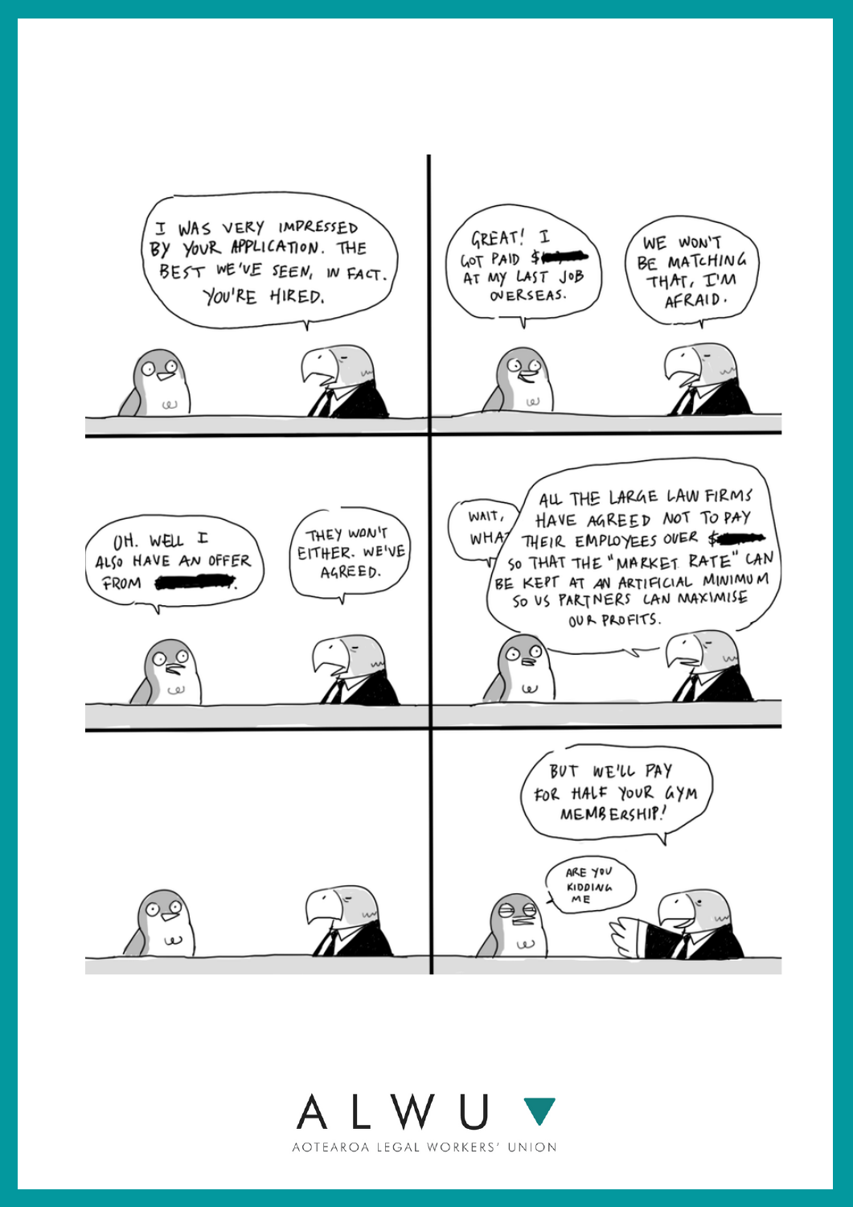I WAS VERY IMPRESSED BY YOUR APPLICATION. THE BEST WE'VE SEEN, IN FACT. YOU'RE HIRED.

GREAT! I GOT PAID $█████ AT MY LAST JOB OVERSEAS.

WE WON'T BE MATCHING THAT, I'M AFRAID.

OH. WELL I ALSO HAVE AN OFFER FROM █████.

THEY WON'T EITHER. WE'VE AGREED.

WAIT, WHAT

ALL THE LARGE LAW FIRMS HAVE AGREED NOT TO PAY THEIR EMPLOYEES OVER $█████ SO THAT THE "MARKET RATE" CAN BE KEPT AT AN ARTIFICIAL MINIMUM SO US PARTNERS CAN MAXIMISE OUR PROFITS.

BUT WE'LL PAY FOR HALF YOUR GYM MEMBERSHIP!

ARE YOU KIDDING ME

ALWU

AOTEAROA LEGAL WORKERS' UNION